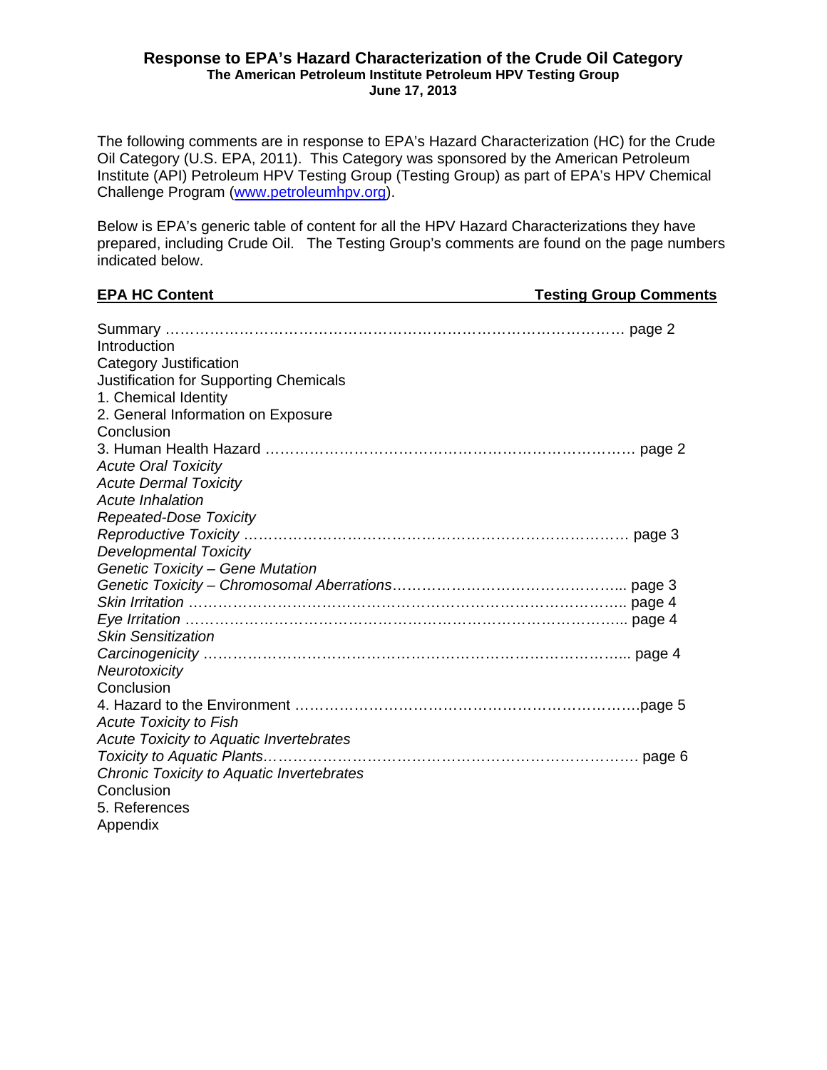# Response to EPA's Hazard Characterization of the Crude Oil Category

**The American Petroleum Institute Petroleum HPV Testing Group**
**June 17, 2013**

The following comments are in response to EPA's Hazard Characterization (HC) for the Crude Oil Category (U.S. EPA, 2011). This Category was sponsored by the American Petroleum Institute (API) Petroleum HPV Testing Group (Testing Group) as part of EPA's HPV Chemical Challenge Program (www.petroleumhpv.org).

Below is EPA's generic table of content for all the HPV Hazard Characterizations they have prepared, including Crude Oil. The Testing Group's comments are found on the page numbers indicated below.

| EPA HC Content | Testing Group Comments |
|---|---|
| Summary | page 2 |
| Introduction | |
| Category Justification | |
| Justification for Supporting Chemicals | |
| 1. Chemical Identity | |
| 2. General Information on Exposure | |
| Conclusion | |
| 3. Human Health Hazard | page 2 |
| *Acute Oral Toxicity* | |
| *Acute Dermal Toxicity* | |
| *Acute Inhalation* | |
| *Repeated-Dose Toxicity* | |
| *Reproductive Toxicity* | page 3 |
| *Developmental Toxicity* | |
| *Genetic Toxicity – Gene Mutation* | |
| *Genetic Toxicity – Chromosomal Aberrations* | page 3 |
| *Skin Irritation* | page 4 |
| *Eye Irritation* | page 4 |
| *Skin Sensitization* | |
| *Carcinogenicity* | page 4 |
| *Neurotoxicity* | |
| Conclusion | |
| 4. Hazard to the Environment | page 5 |
| *Acute Toxicity to Fish* | |
| *Acute Toxicity to Aquatic Invertebrates* | |
| *Toxicity to Aquatic Plants* | page 6 |
| *Chronic Toxicity to Aquatic Invertebrates* | |
| Conclusion | |
| 5. References | |
| Appendix | |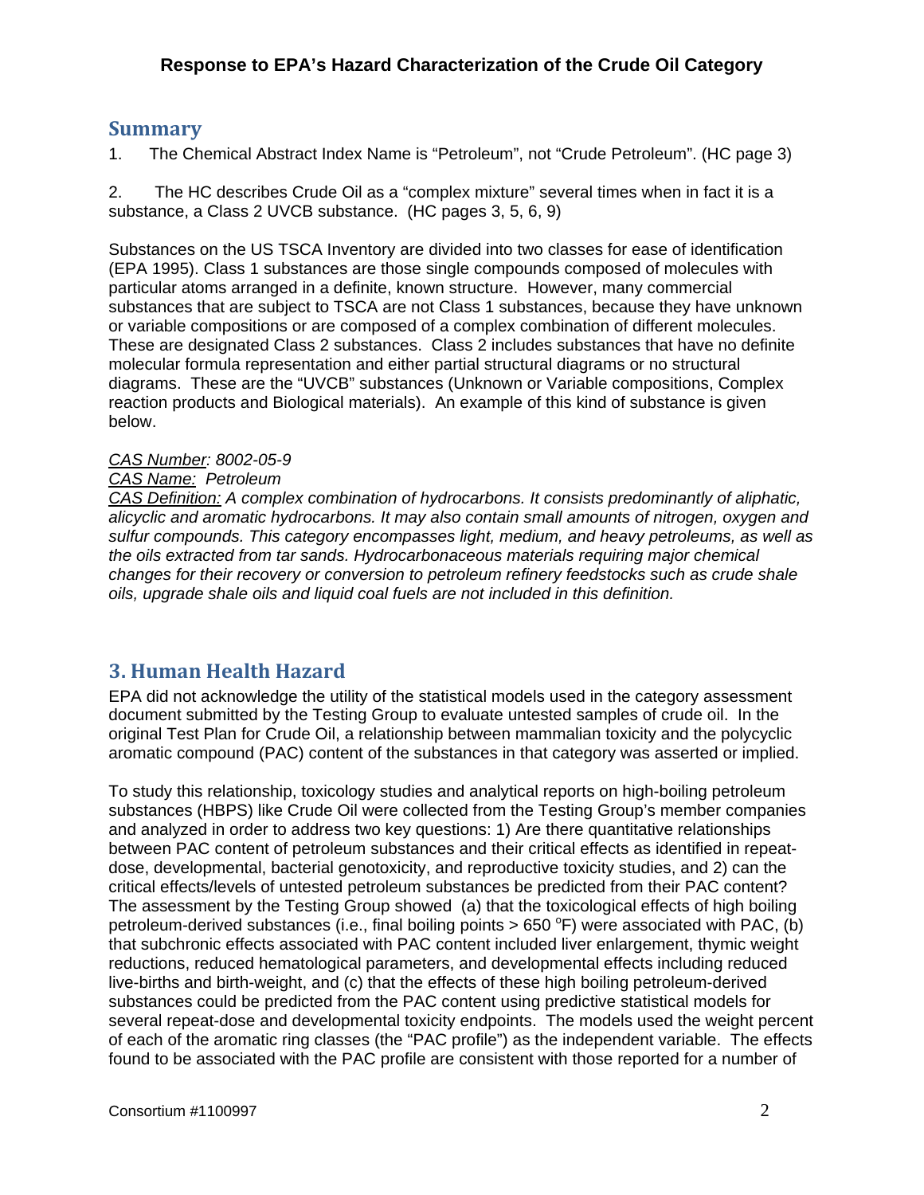## Summary

1. The Chemical Abstract Index Name is "Petroleum", not "Crude Petroleum". (HC page 3)

2. The HC describes Crude Oil as a "complex mixture" several times when in fact it is a substance, a Class 2 UVCB substance. (HC pages 3, 5, 6, 9)

Substances on the US TSCA Inventory are divided into two classes for ease of identification (EPA 1995). Class 1 substances are those single compounds composed of molecules with particular atoms arranged in a definite, known structure. However, many commercial substances that are subject to TSCA are not Class 1 substances, because they have unknown or variable compositions or are composed of a complex combination of different molecules. These are designated Class 2 substances. Class 2 includes substances that have no definite molecular formula representation and either partial structural diagrams or no structural diagrams. These are the "UVCB" substances (Unknown or Variable compositions, Complex reaction products and Biological materials). An example of this kind of substance is given below.

*CAS Number: 8002-05-9*
*CAS Name: Petroleum*
*CAS Definition: A complex combination of hydrocarbons. It consists predominantly of aliphatic, alicyclic and aromatic hydrocarbons. It may also contain small amounts of nitrogen, oxygen and sulfur compounds. This category encompasses light, medium, and heavy petroleums, as well as the oils extracted from tar sands. Hydrocarbonaceous materials requiring major chemical changes for their recovery or conversion to petroleum refinery feedstocks such as crude shale oils, upgrade shale oils and liquid coal fuels are not included in this definition.*

## 3. Human Health Hazard

EPA did not acknowledge the utility of the statistical models used in the category assessment document submitted by the Testing Group to evaluate untested samples of crude oil. In the original Test Plan for Crude Oil, a relationship between mammalian toxicity and the polycyclic aromatic compound (PAC) content of the substances in that category was asserted or implied.

To study this relationship, toxicology studies and analytical reports on high-boiling petroleum substances (HBPS) like Crude Oil were collected from the Testing Group's member companies and analyzed in order to address two key questions: 1) Are there quantitative relationships between PAC content of petroleum substances and their critical effects as identified in repeat-dose, developmental, bacterial genotoxicity, and reproductive toxicity studies, and 2) can the critical effects/levels of untested petroleum substances be predicted from their PAC content? The assessment by the Testing Group showed (a) that the toxicological effects of high boiling petroleum-derived substances (i.e., final boiling points > 650 $^{o}$F) were associated with PAC, (b) that subchronic effects associated with PAC content included liver enlargement, thymic weight reductions, reduced hematological parameters, and developmental effects including reduced live-births and birth-weight, and (c) that the effects of these high boiling petroleum-derived substances could be predicted from the PAC content using predictive statistical models for several repeat-dose and developmental toxicity endpoints. The models used the weight percent of each of the aromatic ring classes (the "PAC profile") as the independent variable. The effects found to be associated with the PAC profile are consistent with those reported for a number of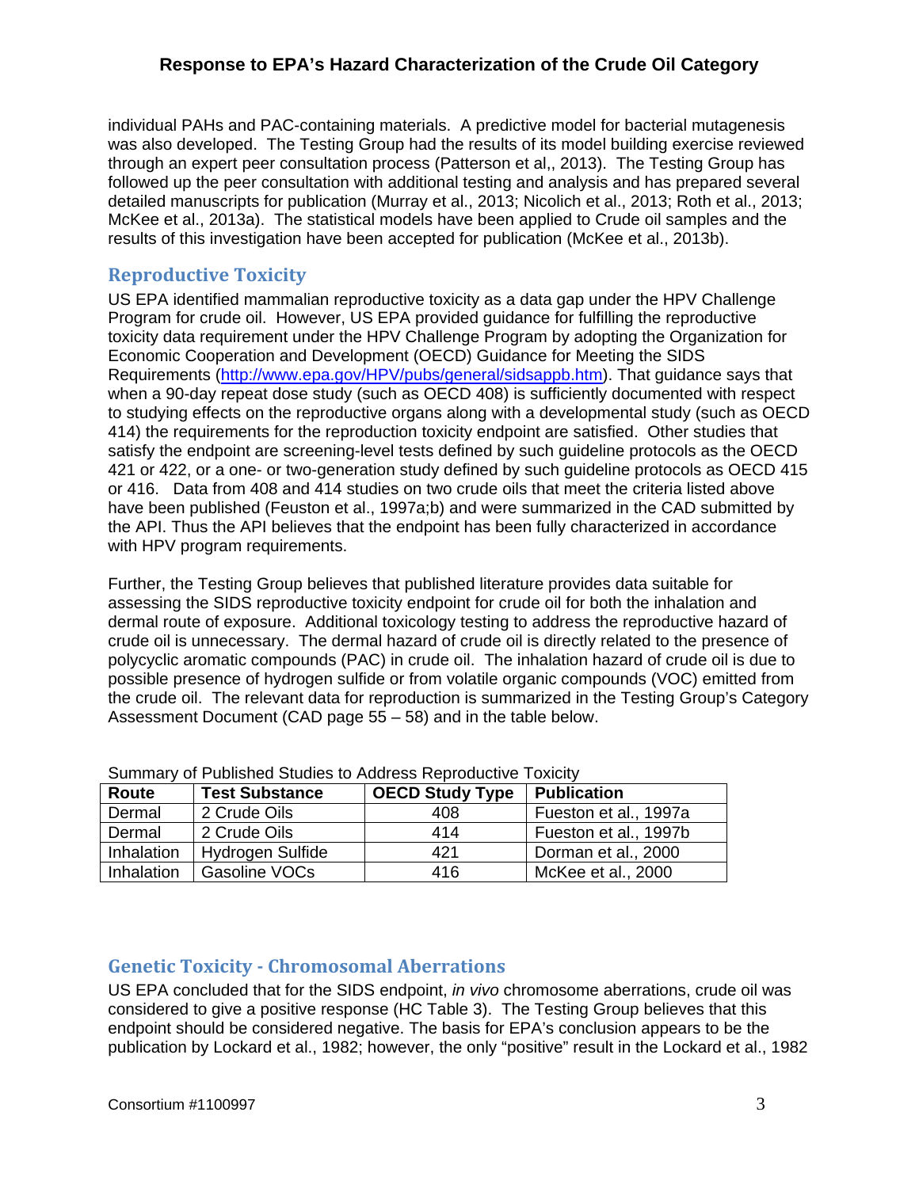individual PAHs and PAC-containing materials. A predictive model for bacterial mutagenesis was also developed. The Testing Group had the results of its model building exercise reviewed through an expert peer consultation process (Patterson et al,, 2013). The Testing Group has followed up the peer consultation with additional testing and analysis and has prepared several detailed manuscripts for publication (Murray et al., 2013; Nicolich et al., 2013; Roth et al., 2013; McKee et al., 2013a). The statistical models have been applied to Crude oil samples and the results of this investigation have been accepted for publication (McKee et al., 2013b).

## Reproductive Toxicity

US EPA identified mammalian reproductive toxicity as a data gap under the HPV Challenge Program for crude oil. However, US EPA provided guidance for fulfilling the reproductive toxicity data requirement under the HPV Challenge Program by adopting the Organization for Economic Cooperation and Development (OECD) Guidance for Meeting the SIDS Requirements (http://www.epa.gov/HPV/pubs/general/sidsappb.htm). That guidance says that when a 90-day repeat dose study (such as OECD 408) is sufficiently documented with respect to studying effects on the reproductive organs along with a developmental study (such as OECD 414) the requirements for the reproduction toxicity endpoint are satisfied. Other studies that satisfy the endpoint are screening-level tests defined by such guideline protocols as the OECD 421 or 422, or a one- or two-generation study defined by such guideline protocols as OECD 415 or 416. Data from 408 and 414 studies on two crude oils that meet the criteria listed above have been published (Feuston et al., 1997a;b) and were summarized in the CAD submitted by the API. Thus the API believes that the endpoint has been fully characterized in accordance with HPV program requirements.

Further, the Testing Group believes that published literature provides data suitable for assessing the SIDS reproductive toxicity endpoint for crude oil for both the inhalation and dermal route of exposure. Additional toxicology testing to address the reproductive hazard of crude oil is unnecessary. The dermal hazard of crude oil is directly related to the presence of polycyclic aromatic compounds (PAC) in crude oil. The inhalation hazard of crude oil is due to possible presence of hydrogen sulfide or from volatile organic compounds (VOC) emitted from the crude oil. The relevant data for reproduction is summarized in the Testing Group's Category Assessment Document (CAD page 55 – 58) and in the table below.

Summary of Published Studies to Address Reproductive Toxicity

| Route | Test Substance | OECD Study Type | Publication |
|---|---|---|---|
| Dermal | 2 Crude Oils | 408 | Fueston et al., 1997a |
| Dermal | 2 Crude Oils | 414 | Fueston et al., 1997b |
| Inhalation | Hydrogen Sulfide | 421 | Dorman et al., 2000 |
| Inhalation | Gasoline VOCs | 416 | McKee et al., 2000 |

## Genetic Toxicity - Chromosomal Aberrations

US EPA concluded that for the SIDS endpoint, *in vivo* chromosome aberrations, crude oil was considered to give a positive response (HC Table 3). The Testing Group believes that this endpoint should be considered negative. The basis for EPA's conclusion appears to be the publication by Lockard et al., 1982; however, the only "positive" result in the Lockard et al., 1982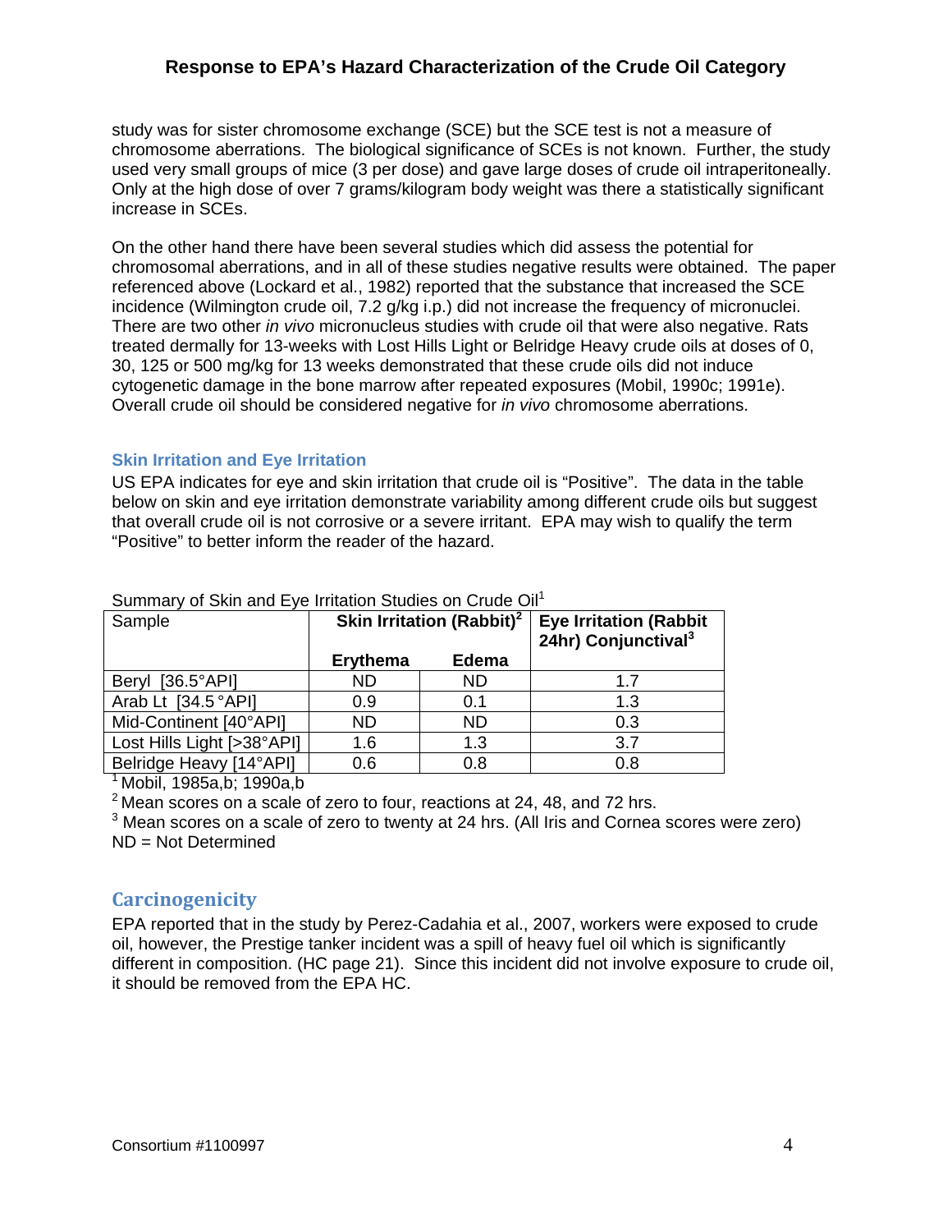study was for sister chromosome exchange (SCE) but the SCE test is not a measure of chromosome aberrations. The biological significance of SCEs is not known. Further, the study used very small groups of mice (3 per dose) and gave large doses of crude oil intraperitoneally. Only at the high dose of over 7 grams/kilogram body weight was there a statistically significant increase in SCEs.

On the other hand there have been several studies which did assess the potential for chromosomal aberrations, and in all of these studies negative results were obtained. The paper referenced above (Lockard et al., 1982) reported that the substance that increased the SCE incidence (Wilmington crude oil, 7.2 g/kg i.p.) did not increase the frequency of micronuclei. There are two other *in vivo* micronucleus studies with crude oil that were also negative. Rats treated dermally for 13-weeks with Lost Hills Light or Belridge Heavy crude oils at doses of 0, 30, 125 or 500 mg/kg for 13 weeks demonstrated that these crude oils did not induce cytogenetic damage in the bone marrow after repeated exposures (Mobil, 1990c; 1991e). Overall crude oil should be considered negative for *in vivo* chromosome aberrations.

### Skin Irritation and Eye Irritation

US EPA indicates for eye and skin irritation that crude oil is "Positive". The data in the table below on skin and eye irritation demonstrate variability among different crude oils but suggest that overall crude oil is not corrosive or a severe irritant. EPA may wish to qualify the term "Positive" to better inform the reader of the hazard.

Summary of Skin and Eye Irritation Studies on Crude Oil[1]

| Sample | Skin Irritation (Rabbit)[2] | | Eye Irritation (Rabbit 24hr) Conjunctival[3] |
|---|---|---|---|
| | Erythema | Edema | |
| Beryl [36.5°API] | ND | ND | 1.7 |
| Arab Lt [34.5 °API] | 0.9 | 0.1 | 1.3 |
| Mid-Continent [40°API] | ND | ND | 0.3 |
| Lost Hills Light [>38°API] | 1.6 | 1.3 | 3.7 |
| Belridge Heavy [14°API] | 0.6 | 0.8 | 0.8 |

[1] Mobil, 1985a,b; 1990a,b

[2] Mean scores on a scale of zero to four, reactions at 24, 48, and 72 hrs.

[3] Mean scores on a scale of zero to twenty at 24 hrs. (All Iris and Cornea scores were zero)

ND = Not Determined

## Carcinogenicity

EPA reported that in the study by Perez-Cadahia et al., 2007, workers were exposed to crude oil, however, the Prestige tanker incident was a spill of heavy fuel oil which is significantly different in composition. (HC page 21). Since this incident did not involve exposure to crude oil, it should be removed from the EPA HC.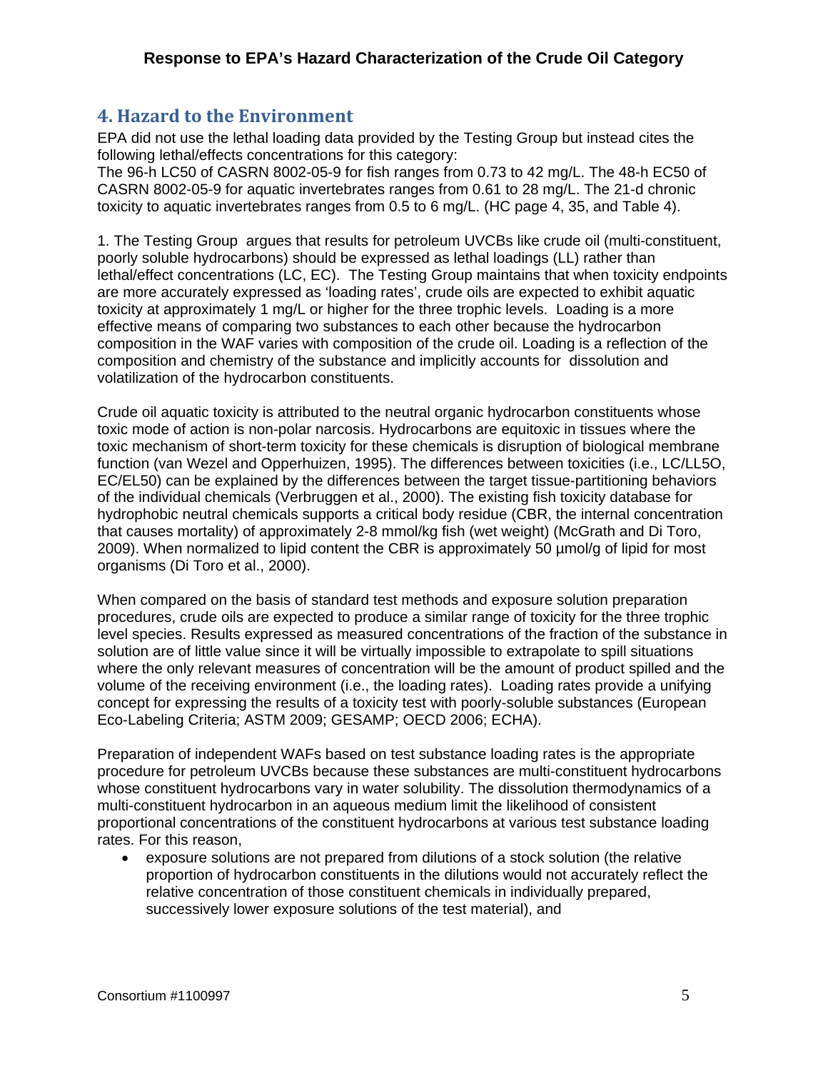## 4. Hazard to the Environment

EPA did not use the lethal loading data provided by the Testing Group but instead cites the following lethal/effects concentrations for this category:
The 96-h LC50 of CASRN 8002-05-9 for fish ranges from 0.73 to 42 mg/L. The 48-h EC50 of CASRN 8002-05-9 for aquatic invertebrates ranges from 0.61 to 28 mg/L. The 21-d chronic toxicity to aquatic invertebrates ranges from 0.5 to 6 mg/L. (HC page 4, 35, and Table 4).

1. The Testing Group argues that results for petroleum UVCBs like crude oil (multi-constituent, poorly soluble hydrocarbons) should be expressed as lethal loadings (LL) rather than lethal/effect concentrations (LC, EC). The Testing Group maintains that when toxicity endpoints are more accurately expressed as 'loading rates', crude oils are expected to exhibit aquatic toxicity at approximately 1 mg/L or higher for the three trophic levels. Loading is a more effective means of comparing two substances to each other because the hydrocarbon composition in the WAF varies with composition of the crude oil. Loading is a reflection of the composition and chemistry of the substance and implicitly accounts for dissolution and volatilization of the hydrocarbon constituents.

Crude oil aquatic toxicity is attributed to the neutral organic hydrocarbon constituents whose toxic mode of action is non-polar narcosis. Hydrocarbons are equitoxic in tissues where the toxic mechanism of short-term toxicity for these chemicals is disruption of biological membrane function (van Wezel and Opperhuizen, 1995). The differences between toxicities (i.e., LC/LL5O, EC/EL50) can be explained by the differences between the target tissue-partitioning behaviors of the individual chemicals (Verbruggen et al., 2000). The existing fish toxicity database for hydrophobic neutral chemicals supports a critical body residue (CBR, the internal concentration that causes mortality) of approximately 2-8 mmol/kg fish (wet weight) (McGrath and Di Toro, 2009). When normalized to lipid content the CBR is approximately 50 µmol/g of lipid for most organisms (Di Toro et al., 2000).

When compared on the basis of standard test methods and exposure solution preparation procedures, crude oils are expected to produce a similar range of toxicity for the three trophic level species. Results expressed as measured concentrations of the fraction of the substance in solution are of little value since it will be virtually impossible to extrapolate to spill situations where the only relevant measures of concentration will be the amount of product spilled and the volume of the receiving environment (i.e., the loading rates). Loading rates provide a unifying concept for expressing the results of a toxicity test with poorly-soluble substances (European Eco-Labeling Criteria; ASTM 2009; GESAMP; OECD 2006; ECHA).

Preparation of independent WAFs based on test substance loading rates is the appropriate procedure for petroleum UVCBs because these substances are multi-constituent hydrocarbons whose constituent hydrocarbons vary in water solubility. The dissolution thermodynamics of a multi-constituent hydrocarbon in an aqueous medium limit the likelihood of consistent proportional concentrations of the constituent hydrocarbons at various test substance loading rates. For this reason,

- exposure solutions are not prepared from dilutions of a stock solution (the relative proportion of hydrocarbon constituents in the dilutions would not accurately reflect the relative concentration of those constituent chemicals in individually prepared, successively lower exposure solutions of the test material), and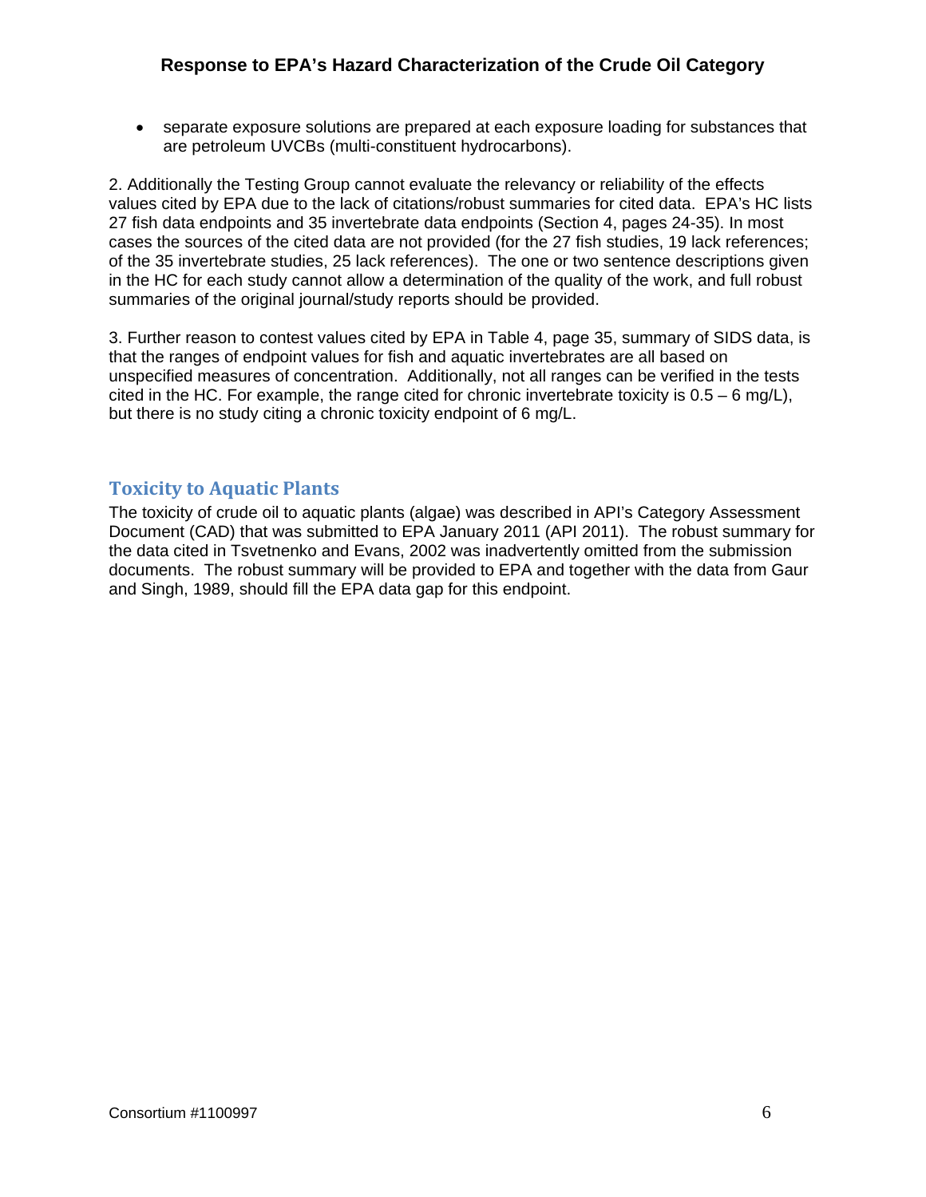- separate exposure solutions are prepared at each exposure loading for substances that are petroleum UVCBs (multi-constituent hydrocarbons).

2. Additionally the Testing Group cannot evaluate the relevancy or reliability of the effects values cited by EPA due to the lack of citations/robust summaries for cited data. EPA's HC lists 27 fish data endpoints and 35 invertebrate data endpoints (Section 4, pages 24-35). In most cases the sources of the cited data are not provided (for the 27 fish studies, 19 lack references; of the 35 invertebrate studies, 25 lack references). The one or two sentence descriptions given in the HC for each study cannot allow a determination of the quality of the work, and full robust summaries of the original journal/study reports should be provided.

3. Further reason to contest values cited by EPA in Table 4, page 35, summary of SIDS data, is that the ranges of endpoint values for fish and aquatic invertebrates are all based on unspecified measures of concentration. Additionally, not all ranges can be verified in the tests cited in the HC. For example, the range cited for chronic invertebrate toxicity is 0.5 – 6 mg/L), but there is no study citing a chronic toxicity endpoint of 6 mg/L.

## Toxicity to Aquatic Plants

The toxicity of crude oil to aquatic plants (algae) was described in API's Category Assessment Document (CAD) that was submitted to EPA January 2011 (API 2011). The robust summary for the data cited in Tsvetnenko and Evans, 2002 was inadvertently omitted from the submission documents. The robust summary will be provided to EPA and together with the data from Gaur and Singh, 1989, should fill the EPA data gap for this endpoint.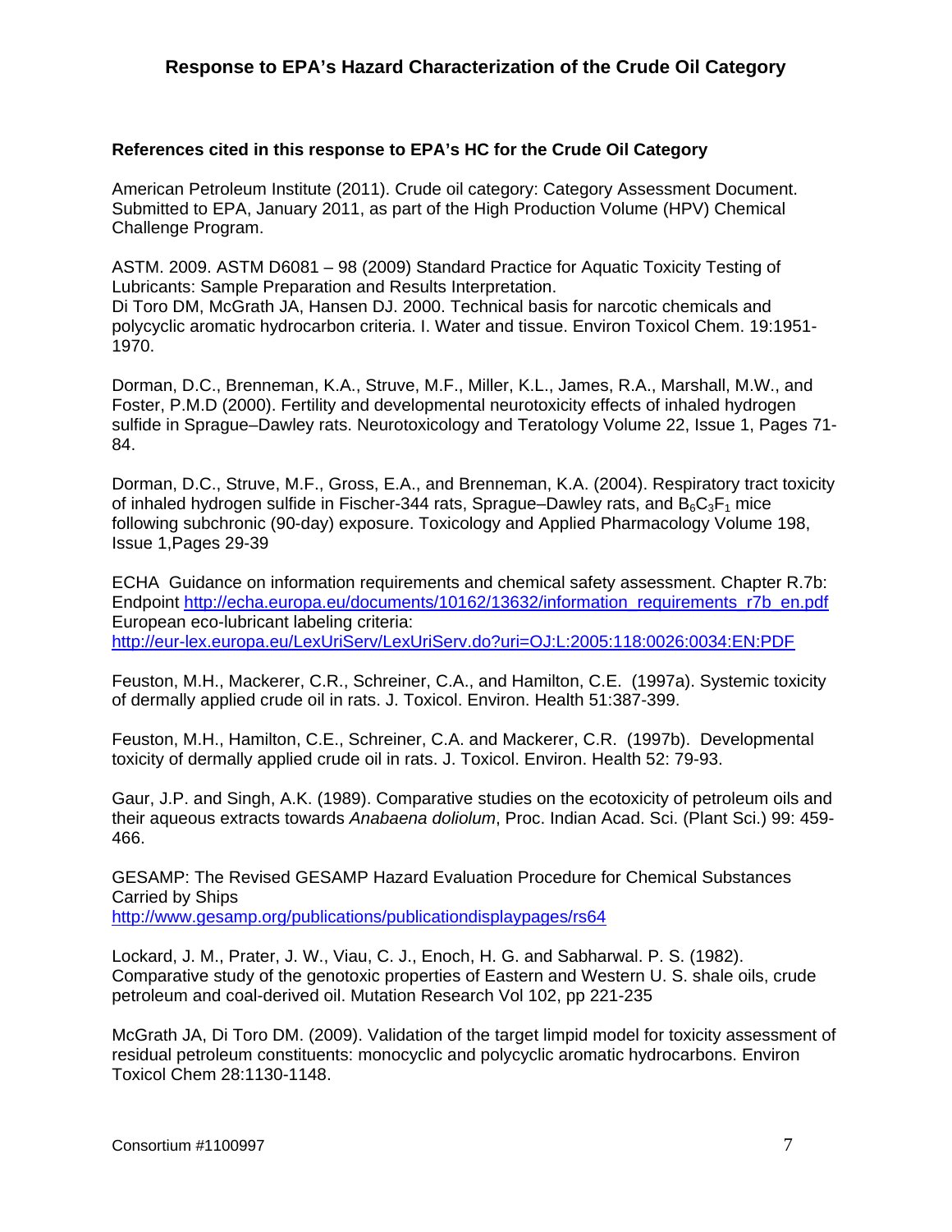**References cited in this response to EPA's HC for the Crude Oil Category**

American Petroleum Institute (2011). Crude oil category: Category Assessment Document. Submitted to EPA, January 2011, as part of the High Production Volume (HPV) Chemical Challenge Program.

ASTM. 2009. ASTM D6081 – 98 (2009) Standard Practice for Aquatic Toxicity Testing of Lubricants: Sample Preparation and Results Interpretation.
Di Toro DM, McGrath JA, Hansen DJ. 2000. Technical basis for narcotic chemicals and polycyclic aromatic hydrocarbon criteria. I. Water and tissue. Environ Toxicol Chem. 19:1951-1970.

Dorman, D.C., Brenneman, K.A., Struve, M.F., Miller, K.L., James, R.A., Marshall, M.W., and Foster, P.M.D (2000). Fertility and developmental neurotoxicity effects of inhaled hydrogen sulfide in Sprague–Dawley rats. Neurotoxicology and Teratology Volume 22, Issue 1, Pages 71-84.

Dorman, D.C., Struve, M.F., Gross, E.A., and Brenneman, K.A. (2004). Respiratory tract toxicity of inhaled hydrogen sulfide in Fischer-344 rats, Sprague–Dawley rats, and $B_6C_3F_1$ mice following subchronic (90-day) exposure. Toxicology and Applied Pharmacology Volume 198, Issue 1,Pages 29-39

ECHA Guidance on information requirements and chemical safety assessment. Chapter R.7b: Endpoint http://echa.europa.eu/documents/10162/13632/information_requirements_r7b_en.pdf
European eco-lubricant labeling criteria:
http://eur-lex.europa.eu/LexUriServ/LexUriServ.do?uri=OJ:L:2005:118:0026:0034:EN:PDF

Feuston, M.H., Mackerer, C.R., Schreiner, C.A., and Hamilton, C.E. (1997a). Systemic toxicity of dermally applied crude oil in rats. J. Toxicol. Environ. Health 51:387-399.

Feuston, M.H., Hamilton, C.E., Schreiner, C.A. and Mackerer, C.R. (1997b). Developmental toxicity of dermally applied crude oil in rats. J. Toxicol. Environ. Health 52: 79-93.

Gaur, J.P. and Singh, A.K. (1989). Comparative studies on the ecotoxicity of petroleum oils and their aqueous extracts towards *Anabaena doliolum*, Proc. Indian Acad. Sci. (Plant Sci.) 99: 459-466.

GESAMP: The Revised GESAMP Hazard Evaluation Procedure for Chemical Substances Carried by Ships
http://www.gesamp.org/publications/publicationdisplaypages/rs64

Lockard, J. M., Prater, J. W., Viau, C. J., Enoch, H. G. and Sabharwal. P. S. (1982). Comparative study of the genotoxic properties of Eastern and Western U. S. shale oils, crude petroleum and coal-derived oil. Mutation Research Vol 102, pp 221-235

McGrath JA, Di Toro DM. (2009). Validation of the target limpid model for toxicity assessment of residual petroleum constituents: monocyclic and polycyclic aromatic hydrocarbons. Environ Toxicol Chem 28:1130-1148.

Consortium #1100997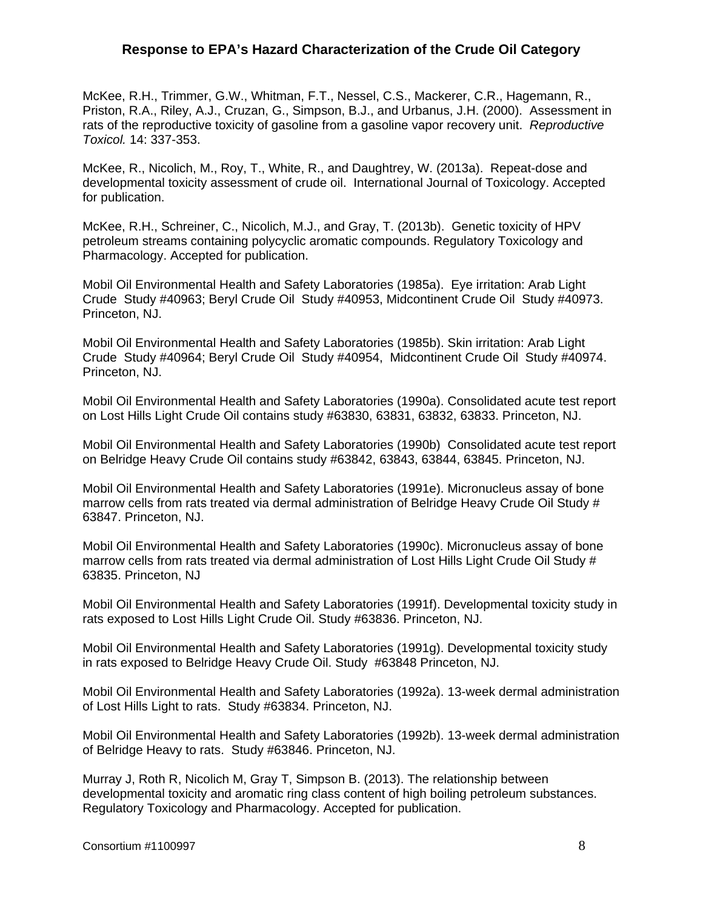McKee, R.H., Trimmer, G.W., Whitman, F.T., Nessel, C.S., Mackerer, C.R., Hagemann, R., Priston, R.A., Riley, A.J., Cruzan, G., Simpson, B.J., and Urbanus, J.H. (2000). Assessment in rats of the reproductive toxicity of gasoline from a gasoline vapor recovery unit. *Reproductive Toxicol.* 14: 337-353.

McKee, R., Nicolich, M., Roy, T., White, R., and Daughtrey, W. (2013a). Repeat-dose and developmental toxicity assessment of crude oil. International Journal of Toxicology. Accepted for publication.

McKee, R.H., Schreiner, C., Nicolich, M.J., and Gray, T. (2013b). Genetic toxicity of HPV petroleum streams containing polycyclic aromatic compounds. Regulatory Toxicology and Pharmacology. Accepted for publication.

Mobil Oil Environmental Health and Safety Laboratories (1985a). Eye irritation: Arab Light Crude Study #40963; Beryl Crude Oil Study #40953, Midcontinent Crude Oil Study #40973. Princeton, NJ.

Mobil Oil Environmental Health and Safety Laboratories (1985b). Skin irritation: Arab Light Crude Study #40964; Beryl Crude Oil Study #40954, Midcontinent Crude Oil Study #40974. Princeton, NJ.

Mobil Oil Environmental Health and Safety Laboratories (1990a). Consolidated acute test report on Lost Hills Light Crude Oil contains study #63830, 63831, 63832, 63833. Princeton, NJ.

Mobil Oil Environmental Health and Safety Laboratories (1990b) Consolidated acute test report on Belridge Heavy Crude Oil contains study #63842, 63843, 63844, 63845. Princeton, NJ.

Mobil Oil Environmental Health and Safety Laboratories (1991e). Micronucleus assay of bone marrow cells from rats treated via dermal administration of Belridge Heavy Crude Oil Study # 63847. Princeton, NJ.

Mobil Oil Environmental Health and Safety Laboratories (1990c). Micronucleus assay of bone marrow cells from rats treated via dermal administration of Lost Hills Light Crude Oil Study # 63835. Princeton, NJ

Mobil Oil Environmental Health and Safety Laboratories (1991f). Developmental toxicity study in rats exposed to Lost Hills Light Crude Oil. Study #63836. Princeton, NJ.

Mobil Oil Environmental Health and Safety Laboratories (1991g). Developmental toxicity study in rats exposed to Belridge Heavy Crude Oil. Study #63848 Princeton, NJ.

Mobil Oil Environmental Health and Safety Laboratories (1992a). 13-week dermal administration of Lost Hills Light to rats. Study #63834. Princeton, NJ.

Mobil Oil Environmental Health and Safety Laboratories (1992b). 13-week dermal administration of Belridge Heavy to rats. Study #63846. Princeton, NJ.

Murray J, Roth R, Nicolich M, Gray T, Simpson B. (2013). The relationship between developmental toxicity and aromatic ring class content of high boiling petroleum substances. Regulatory Toxicology and Pharmacology. Accepted for publication.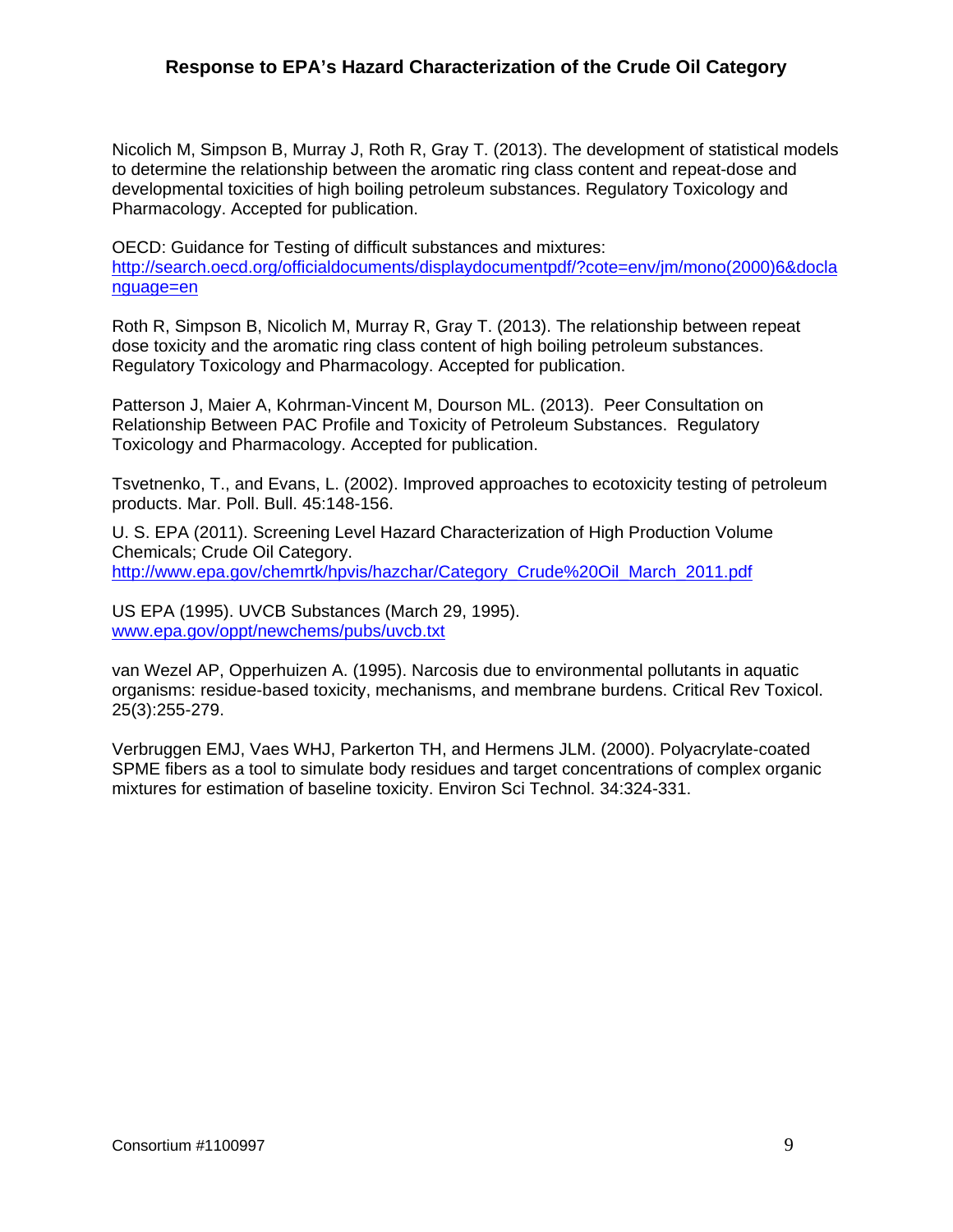Nicolich M, Simpson B, Murray J, Roth R, Gray T. (2013). The development of statistical models to determine the relationship between the aromatic ring class content and repeat-dose and developmental toxicities of high boiling petroleum substances. Regulatory Toxicology and Pharmacology. Accepted for publication.

OECD: Guidance for Testing of difficult substances and mixtures: http://search.oecd.org/officialdocuments/displaydocumentpdf/?cote=env/jm/mono(2000)6&doclanguage=en

Roth R, Simpson B, Nicolich M, Murray R, Gray T. (2013). The relationship between repeat dose toxicity and the aromatic ring class content of high boiling petroleum substances. Regulatory Toxicology and Pharmacology. Accepted for publication.

Patterson J, Maier A, Kohrman-Vincent M, Dourson ML. (2013). Peer Consultation on Relationship Between PAC Profile and Toxicity of Petroleum Substances. Regulatory Toxicology and Pharmacology. Accepted for publication.

Tsvetnenko, T., and Evans, L. (2002). Improved approaches to ecotoxicity testing of petroleum products. Mar. Poll. Bull. 45:148-156.

U. S. EPA (2011). Screening Level Hazard Characterization of High Production Volume Chemicals; Crude Oil Category. http://www.epa.gov/chemrtk/hpvis/hazchar/Category_Crude%20Oil_March_2011.pdf

US EPA (1995). UVCB Substances (March 29, 1995). www.epa.gov/oppt/newchems/pubs/uvcb.txt

van Wezel AP, Opperhuizen A. (1995). Narcosis due to environmental pollutants in aquatic organisms: residue-based toxicity, mechanisms, and membrane burdens. Critical Rev Toxicol. 25(3):255-279.

Verbruggen EMJ, Vaes WHJ, Parkerton TH, and Hermens JLM. (2000). Polyacrylate-coated SPME fibers as a tool to simulate body residues and target concentrations of complex organic mixtures for estimation of baseline toxicity. Environ Sci Technol. 34:324-331.